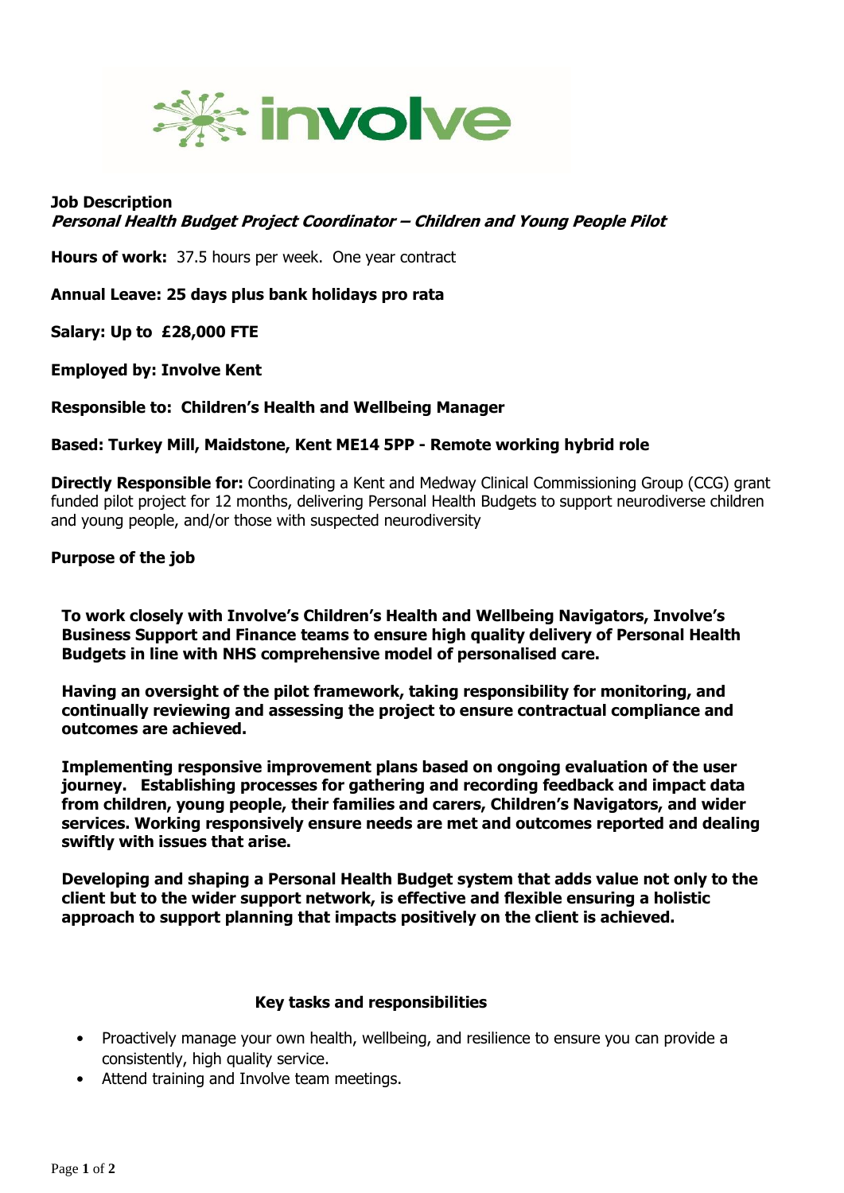involve

**Job Description**
***Personal Health Budget Project Coordinator – Children and Young People Pilot***

**Hours of work:** 37.5 hours per week. One year contract

**Annual Leave: 25 days plus bank holidays pro rata**

**Salary: Up to £28,000 FTE**

**Employed by: Involve Kent**

**Responsible to: Children's Health and Wellbeing Manager**

**Based: Turkey Mill, Maidstone, Kent ME14 5PP - Remote working hybrid role**

**Directly Responsible for:** Coordinating a Kent and Medway Clinical Commissioning Group (CCG) grant funded pilot project for 12 months, delivering Personal Health Budgets to support neurodiverse children and young people, and/or those with suspected neurodiversity

**Purpose of the job**

**To work closely with Involve's Children's Health and Wellbeing Navigators, Involve's Business Support and Finance teams to ensure high quality delivery of Personal Health Budgets in line with NHS comprehensive model of personalised care.**

**Having an oversight of the pilot framework, taking responsibility for monitoring, and continually reviewing and assessing the project to ensure contractual compliance and outcomes are achieved.**

**Implementing responsive improvement plans based on ongoing evaluation of the user journey. Establishing processes for gathering and recording feedback and impact data from children, young people, their families and carers, Children's Navigators, and wider services. Working responsively ensure needs are met and outcomes reported and dealing swiftly with issues that arise.**

**Developing and shaping a Personal Health Budget system that adds value not only to the client but to the wider support network, is effective and flexible ensuring a holistic approach to support planning that impacts positively on the client is achieved.**

**Key tasks and responsibilities**

- Proactively manage your own health, wellbeing, and resilience to ensure you can provide a consistently, high quality service.
- Attend training and Involve team meetings.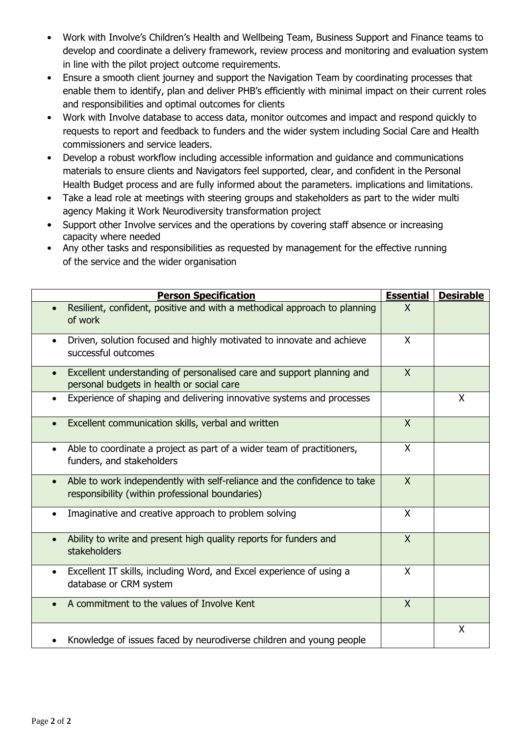- Work with Involve's Children's Health and Wellbeing Team, Business Support and Finance teams to develop and coordinate a delivery framework, review process and monitoring and evaluation system in line with the pilot project outcome requirements.
- Ensure a smooth client journey and support the Navigation Team by coordinating processes that enable them to identify, plan and deliver PHB's efficiently with minimal impact on their current roles and responsibilities and optimal outcomes for clients
- Work with Involve database to access data, monitor outcomes and impact and respond quickly to requests to report and feedback to funders and the wider system including Social Care and Health commissioners and service leaders.
- Develop a robust workflow including accessible information and guidance and communications materials to ensure clients and Navigators feel supported, clear, and confident in the Personal Health Budget process and are fully informed about the parameters. implications and limitations.
- Take a lead role at meetings with steering groups and stakeholders as part to the wider multi agency Making it Work Neurodiversity transformation project
- Support other Involve services and the operations by covering staff absence or increasing capacity where needed
- Any other tasks and responsibilities as requested by management for the effective running of the service and the wider organisation

| **Person Specification** | **Essential** | **Desirable** |
|---|---|---|
| • Resilient, confident, positive and with a methodical approach to planning of work | X | |
| • Driven, solution focused and highly motivated to innovate and achieve successful outcomes | X | |
| • Excellent understanding of personalised care and support planning and personal budgets in health or social care | X | |
| • Experience of shaping and delivering innovative systems and processes | | X |
| • Excellent communication skills, verbal and written | X | |
| • Able to coordinate a project as part of a wider team of practitioners, funders, and stakeholders | X | |
| • Able to work independently with self-reliance and the confidence to take responsibility (within professional boundaries) | X | |
| • Imaginative and creative approach to problem solving | X | |
| • Ability to write and present high quality reports for funders and stakeholders | X | |
| • Excellent IT skills, including Word, and Excel experience of using a database or CRM system | X | |
| • A commitment to the values of Involve Kent | X | |
| • Knowledge of issues faced by neurodiverse children and young people | | X |